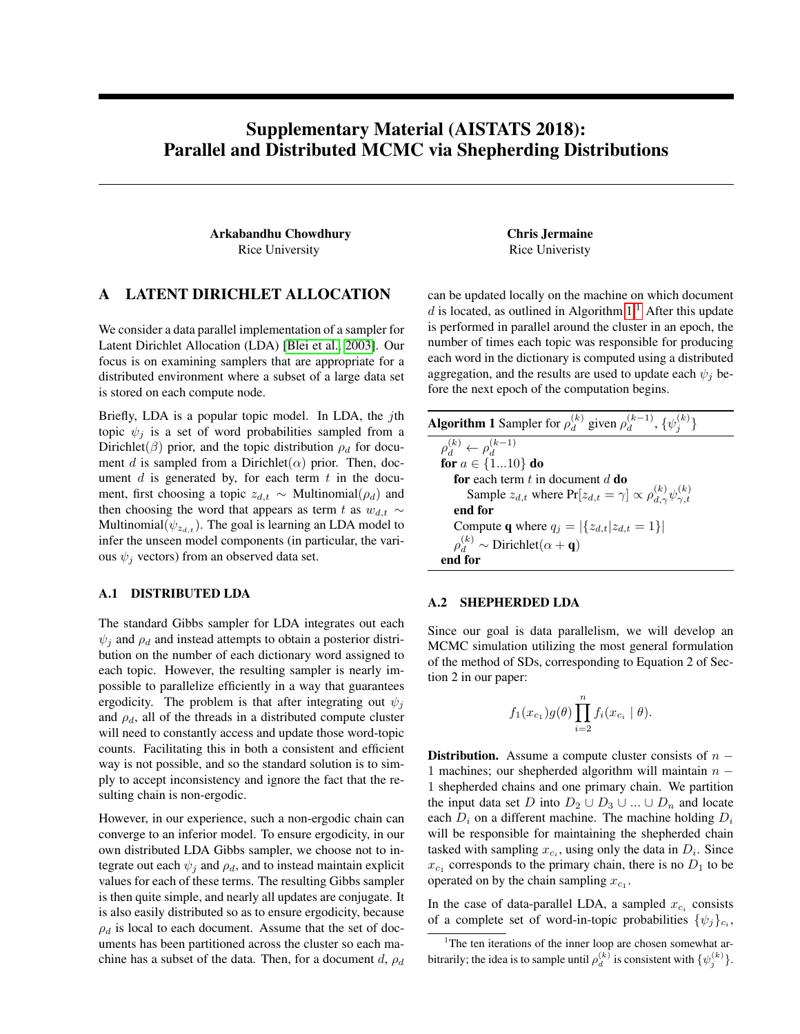# Supplementary Material (AISTATS 2018): Parallel and Distributed MCMC via Shepherding Distributions

**Arkabandhu Chowdhury**
Rice University

**Chris Jermaine**
Rice Univeristy

## A LATENT DIRICHLET ALLOCATION

We consider a data parallel implementation of a sampler for Latent Dirichlet Allocation (LDA) [Blei et al., 2003]. Our focus is on examining samplers that are appropriate for a distributed environment where a subset of a large data set is stored on each compute node.

Briefly, LDA is a popular topic model. In LDA, the $j$th topic $\psi_j$ is a set of word probabilities sampled from a Dirichlet($\beta$) prior, and the topic distribution $\rho_d$ for document $d$ is sampled from a Dirichlet($\alpha$) prior. Then, document $d$ is generated by, for each term $t$ in the document, first choosing a topic $z_{d,t} \sim$ Multinomial($\rho_d$) and then choosing the word that appears as term $t$ as $w_{d,t} \sim$ Multinomial($\psi_{z_{d,t}}$). The goal is learning an LDA model to infer the unseen model components (in particular, the various $\psi_j$ vectors) from an observed data set.

### A.1 DISTRIBUTED LDA

The standard Gibbs sampler for LDA integrates out each $\psi_j$ and $\rho_d$ and instead attempts to obtain a posterior distribution on the number of each dictionary word assigned to each topic. However, the resulting sampler is nearly impossible to parallelize efficiently in a way that guarantees ergodicity. The problem is that after integrating out $\psi_j$ and $\rho_d$, all of the threads in a distributed compute cluster will need to constantly access and update those word-topic counts. Facilitating this in both a consistent and efficient way is not possible, and so the standard solution is to simply to accept inconsistency and ignore the fact that the resulting chain is non-ergodic.

However, in our experience, such a non-ergodic chain can converge to an inferior model. To ensure ergodicity, in our own distributed LDA Gibbs sampler, we choose not to integrate out each $\psi_j$ and $\rho_d$, and to instead maintain explicit values for each of these terms. The resulting Gibbs sampler is then quite simple, and nearly all updates are conjugate. It is also easily distributed so as to ensure ergodicity, because $\rho_d$ is local to each document. Assume that the set of documents has been partitioned across the cluster so each machine has a subset of the data. Then, for a document $d$, $\rho_d$ can be updated locally on the machine on which document $d$ is located, as outlined in Algorithm 1.[1] After this update is performed in parallel around the cluster in an epoch, the number of times each topic was responsible for producing each word in the dictionary is computed using a distributed aggregation, and the results are used to update each $\psi_j$ before the next epoch of the computation begins.

**Algorithm 1** Sampler for $\rho_d^{(k)}$ given $\rho_d^{(k-1)}$, $\{\psi_j^{(k)}\}$

```
ρ_d^(k) ← ρ_d^(k-1)
for a ∈ {1...10} do
    for each term t in document d do
        Sample z_{d,t} where Pr[z_{d,t} = γ] ∝ ρ_{d,γ}^(k) ψ_{γ,t}^(k)
    end for
    Compute q where q_j = |{z_{d,t} | z_{d,t} = 1}|
    ρ_d^(k) ~ Dirichlet(α + q)
end for
```

### A.2 SHEPHERDED LDA

Since our goal is data parallelism, we will develop an MCMC simulation utilizing the most general formulation of the method of SDs, corresponding to Equation 2 of Section 2 in our paper:

$$f_1(x_{c_1})g(\theta)\prod_{i=2}^{n} f_i(x_{c_i} \mid \theta).$$

**Distribution.** Assume a compute cluster consists of $n-1$ machines; our shepherded algorithm will maintain $n-1$ shepherded chains and one primary chain. We partition the input data set $D$ into $D_2 \cup D_3 \cup ... \cup D_n$ and locate each $D_i$ on a different machine. The machine holding $D_i$ will be responsible for maintaining the shepherded chain tasked with sampling $x_{c_i}$, using only the data in $D_i$. Since $x_{c_1}$ corresponds to the primary chain, there is no $D_1$ to be operated on by the chain sampling $x_{c_1}$.

In the case of data-parallel LDA, a sampled $x_{c_i}$ consists of a complete set of word-in-topic probabilities $\{\psi_j\}_{c_i}$,

[1] The ten iterations of the inner loop are chosen somewhat arbitrarily; the idea is to sample until $\rho_d^{(k)}$ is consistent with $\{\psi_j^{(k)}\}$.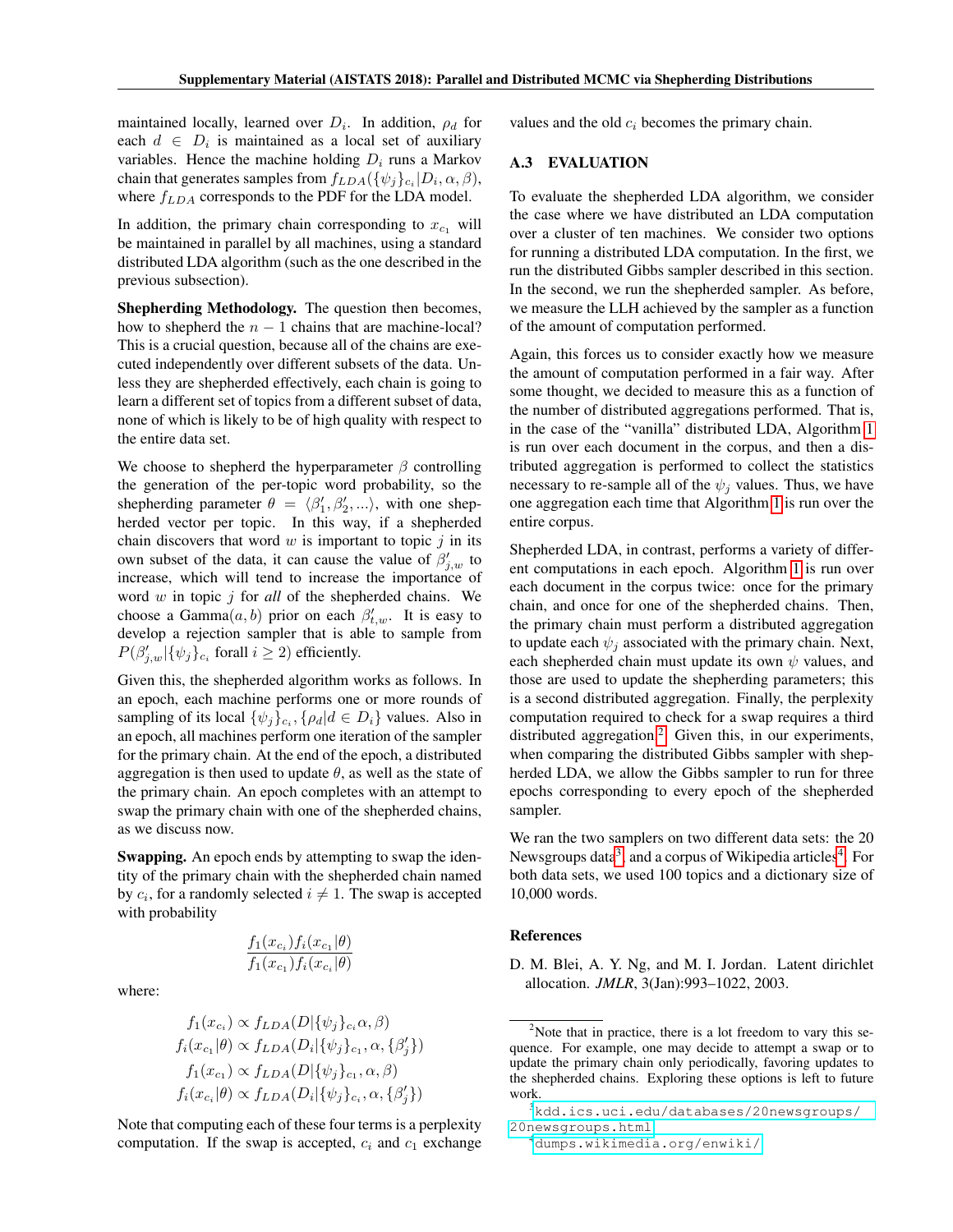maintained locally, learned over $D_i$. In addition, $\rho_d$ for each $d \in D_i$ is maintained as a local set of auxiliary variables. Hence the machine holding $D_i$ runs a Markov chain that generates samples from $f_{LDA}(\{\psi_j\}_{c_i}|D_i, \alpha, \beta)$, where $f_{LDA}$ corresponds to the PDF for the LDA model.

In addition, the primary chain corresponding to $x_{c_1}$ will be maintained in parallel by all machines, using a standard distributed LDA algorithm (such as the one described in the previous subsection).

**Shepherding Methodology.** The question then becomes, how to shepherd the $n-1$ chains that are machine-local? This is a crucial question, because all of the chains are executed independently over different subsets of the data. Unless they are shepherded effectively, each chain is going to learn a different set of topics from a different subset of data, none of which is likely to be of high quality with respect to the entire data set.

We choose to shepherd the hyperparameter $\beta$ controlling the generation of the per-topic word probability, so the shepherding parameter $\theta = \langle \beta'_1, \beta'_2, ... \rangle$, with one shepherded vector per topic. In this way, if a shepherded chain discovers that word $w$ is important to topic $j$ in its own subset of the data, it can cause the value of $\beta'_{j,w}$ to increase, which will tend to increase the importance of word $w$ in topic $j$ for *all* of the shepherded chains. We choose a Gamma$(a, b)$ prior on each $\beta'_{t,w}$. It is easy to develop a rejection sampler that is able to sample from $P(\beta'_{j,w}|\{\psi_j\}_{c_i}$ forall $i \geq 2)$ efficiently.

Given this, the shepherded algorithm works as follows. In an epoch, each machine performs one or more rounds of sampling of its local $\{\psi_j\}_{c_i}, \{\rho_d | d \in D_i\}$ values. Also in an epoch, all machines perform one iteration of the sampler for the primary chain. At the end of the epoch, a distributed aggregation is then used to update $\theta$, as well as the state of the primary chain. An epoch completes with an attempt to swap the primary chain with one of the shepherded chains, as we discuss now.

**Swapping.** An epoch ends by attempting to swap the identity of the primary chain with the shepherded chain named by $c_i$, for a randomly selected $i \neq 1$. The swap is accepted with probability

$$\frac{f_1(x_{c_i}) f_i(x_{c_1}|\theta)}{f_1(x_{c_1}) f_i(x_{c_i}|\theta)}$$

where:

$$f_1(x_{c_i}) \propto f_{LDA}(D|\{\psi_j\}_{c_i}\alpha, \beta)$$
$$f_i(x_{c_1}|\theta) \propto f_{LDA}(D_i|\{\psi_j\}_{c_1}, \alpha, \{\beta'_j\})$$
$$f_1(x_{c_1}) \propto f_{LDA}(D|\{\psi_j\}_{c_1}, \alpha, \beta)$$
$$f_i(x_{c_i}|\theta) \propto f_{LDA}(D_i|\{\psi_j\}_{c_i}, \alpha, \{\beta'_j\})$$

Note that computing each of these four terms is a perplexity computation. If the swap is accepted, $c_i$ and $c_1$ exchange values and the old $c_i$ becomes the primary chain.

### A.3 EVALUATION

To evaluate the shepherded LDA algorithm, we consider the case where we have distributed an LDA computation over a cluster of ten machines. We consider two options for running a distributed LDA computation. In the first, we run the distributed Gibbs sampler described in this section. In the second, we run the shepherded sampler. As before, we measure the LLH achieved by the sampler as a function of the amount of computation performed.

Again, this forces us to consider exactly how we measure the amount of computation performed in a fair way. After some thought, we decided to measure this as a function of the number of distributed aggregations performed. That is, in the case of the "vanilla" distributed LDA, Algorithm 1 is run over each document in the corpus, and then a distributed aggregation is performed to collect the statistics necessary to re-sample all of the $\psi_j$ values. Thus, we have one aggregation each time that Algorithm 1 is run over the entire corpus.

Shepherded LDA, in contrast, performs a variety of different computations in each epoch. Algorithm 1 is run over each document in the corpus twice: once for the primary chain, and once for one of the shepherded chains. Then, the primary chain must perform a distributed aggregation to update each $\psi_j$ associated with the primary chain. Next, each shepherded chain must update its own $\psi$ values, and those are used to update the shepherding parameters; this is a second distributed aggregation. Finally, the perplexity computation required to check for a swap requires a third distributed aggregation.[2] Given this, in our experiments, when comparing the distributed Gibbs sampler with shepherded LDA, we allow the Gibbs sampler to run for three epochs corresponding to every epoch of the shepherded sampler.

We ran the two samplers on two different data sets: the 20 Newsgroups data[3], and a corpus of Wikipedia articles[4]. For both data sets, we used 100 topics and a dictionary size of 10,000 words.

### References

D. M. Blei, A. Y. Ng, and M. I. Jordan. Latent dirichlet allocation. *JMLR*, 3(Jan):993–1022, 2003.

---

[2] Note that in practice, there is a lot freedom to vary this sequence. For example, one may decide to attempt a swap or to update the primary chain only periodically, favoring updates to the shepherded chains. Exploring these options is left to future work.

[3] `kdd.ics.uci.edu/databases/20newsgroups/20newsgroups.html`

[4] `dumps.wikimedia.org/enwiki/`